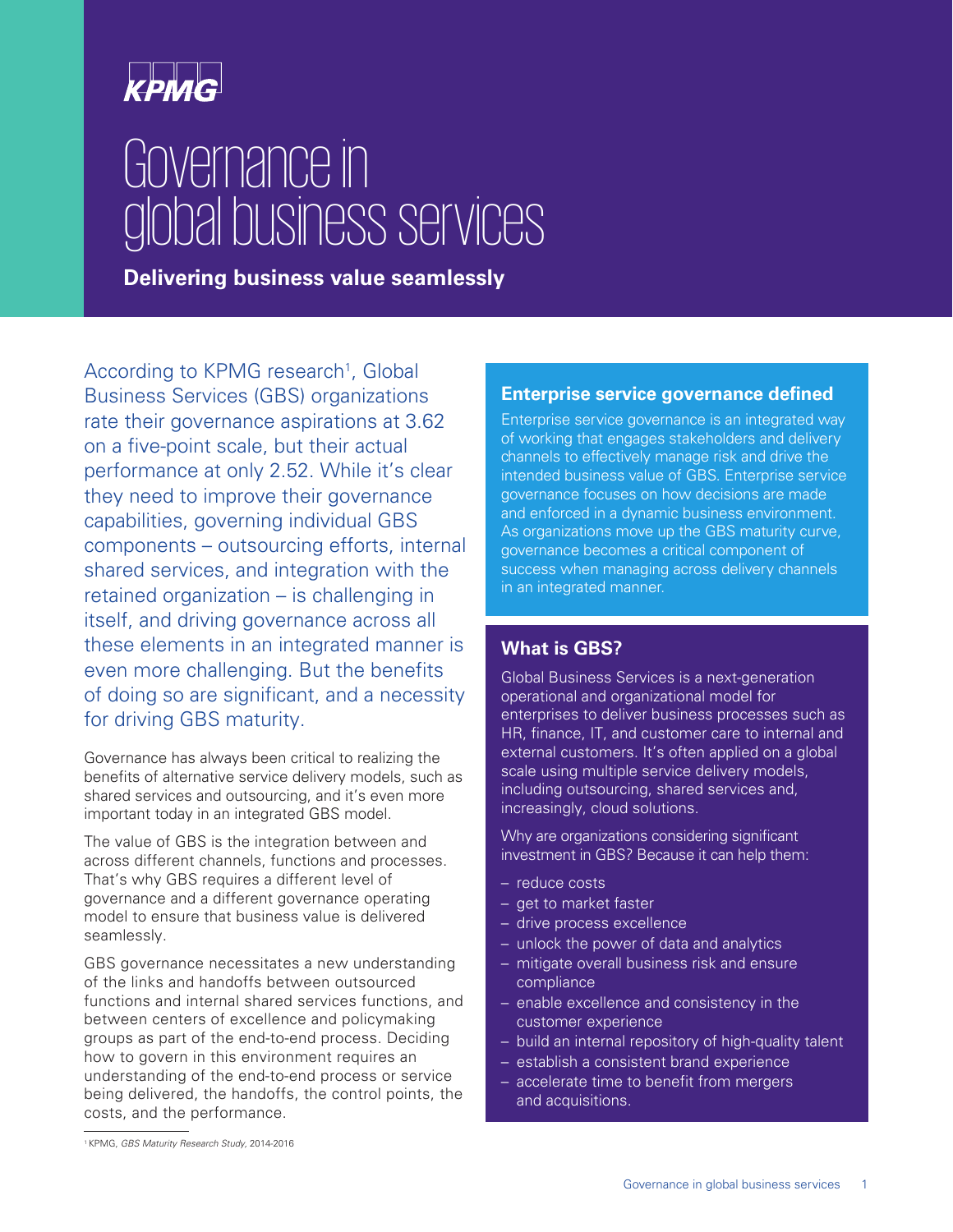KPMG

# Governance in global business services

**Delivering business value seamlessly**

According to KPMG research[1], Global Business Services (GBS) organizations rate their governance aspirations at 3.62 on a five-point scale, but their actual performance at only 2.52. While it's clear they need to improve their governance capabilities, governing individual GBS components – outsourcing efforts, internal shared services, and integration with the retained organization – is challenging in itself, and driving governance across all these elements in an integrated manner is even more challenging. But the benefits of doing so are significant, and a necessity for driving GBS maturity.

Governance has always been critical to realizing the benefits of alternative service delivery models, such as shared services and outsourcing, and it's even more important today in an integrated GBS model.

The value of GBS is the integration between and across different channels, functions and processes. That's why GBS requires a different level of governance and a different governance operating model to ensure that business value is delivered seamlessly.

GBS governance necessitates a new understanding of the links and handoffs between outsourced functions and internal shared services functions, and between centers of excellence and policymaking groups as part of the end-to-end process. Deciding how to govern in this environment requires an understanding of the end-to-end process or service being delivered, the handoffs, the control points, the costs, and the performance.

[1] KPMG, *GBS Maturity Research Study*, 2014-2016

## Enterprise service governance defined

Enterprise service governance is an integrated way of working that engages stakeholders and delivery channels to effectively manage risk and drive the intended business value of GBS. Enterprise service governance focuses on how decisions are made and enforced in a dynamic business environment. As organizations move up the GBS maturity curve, governance becomes a critical component of success when managing across delivery channels in an integrated manner.

## What is GBS?

Global Business Services is a next-generation operational and organizational model for enterprises to deliver business processes such as HR, finance, IT, and customer care to internal and external customers. It's often applied on a global scale using multiple service delivery models, including outsourcing, shared services and, increasingly, cloud solutions.

Why are organizations considering significant investment in GBS? Because it can help them:

- reduce costs
- get to market faster
- drive process excellence
- unlock the power of data and analytics
- mitigate overall business risk and ensure compliance
- enable excellence and consistency in the customer experience
- build an internal repository of high-quality talent
- establish a consistent brand experience
- accelerate time to benefit from mergers and acquisitions.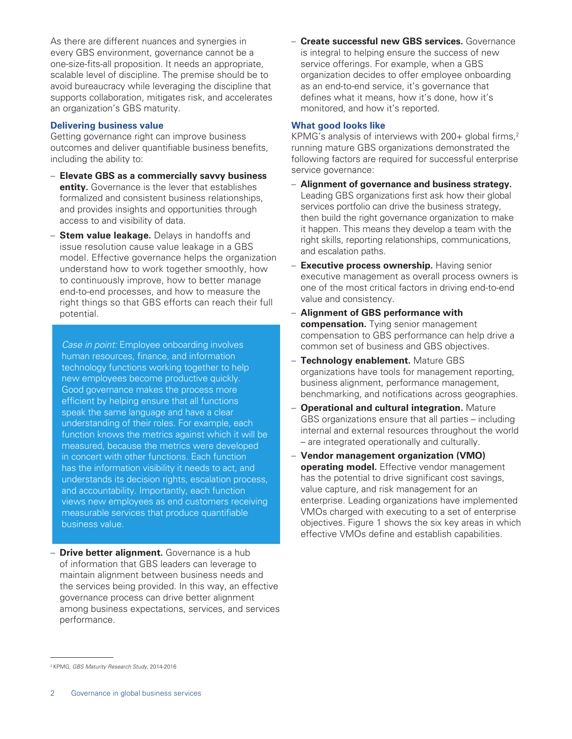As there are different nuances and synergies in every GBS environment, governance cannot be a one-size-fits-all proposition. It needs an appropriate, scalable level of discipline. The premise should be to avoid bureaucracy while leveraging the discipline that supports collaboration, mitigates risk, and accelerates an organization's GBS maturity.

### Delivering business value

Getting governance right can improve business outcomes and deliver quantifiable business benefits, including the ability to:

- **Elevate GBS as a commercially savvy business entity.** Governance is the lever that establishes formalized and consistent business relationships, and provides insights and opportunities through access to and visibility of data.
- **Stem value leakage.** Delays in handoffs and issue resolution cause value leakage in a GBS model. Effective governance helps the organization understand how to work together smoothly, how to continuously improve, how to better manage end-to-end processes, and how to measure the right things so that GBS efforts can reach their full potential.

> *Case in point:* Employee onboarding involves human resources, finance, and information technology functions working together to help new employees become productive quickly. Good governance makes the process more efficient by helping ensure that all functions speak the same language and have a clear understanding of their roles. For example, each function knows the metrics against which it will be measured, because the metrics were developed in concert with other functions. Each function has the information visibility it needs to act, and understands its decision rights, escalation process, and accountability. Importantly, each function views new employees as end customers receiving measurable services that produce quantifiable business value.

- **Drive better alignment.** Governance is a hub of information that GBS leaders can leverage to maintain alignment between business needs and the services being provided. In this way, an effective governance process can drive better alignment among business expectations, services, and services performance.
- **Create successful new GBS services.** Governance is integral to helping ensure the success of new service offerings. For example, when a GBS organization decides to offer employee onboarding as an end-to-end service, it's governance that defines what it means, how it's done, how it's monitored, and how it's reported.

### What good looks like

KPMG's analysis of interviews with 200+ global firms,[2] running mature GBS organizations demonstrated the following factors are required for successful enterprise service governance:

- **Alignment of governance and business strategy.** Leading GBS organizations first ask how their global services portfolio can drive the business strategy, then build the right governance organization to make it happen. This means they develop a team with the right skills, reporting relationships, communications, and escalation paths.
- **Executive process ownership.** Having senior executive management as overall process owners is one of the most critical factors in driving end-to-end value and consistency.
- **Alignment of GBS performance with compensation.** Tying senior management compensation to GBS performance can help drive a common set of business and GBS objectives.
- **Technology enablement.** Mature GBS organizations have tools for management reporting, business alignment, performance management, benchmarking, and notifications across geographies.
- **Operational and cultural integration.** Mature GBS organizations ensure that all parties – including internal and external resources throughout the world – are integrated operationally and culturally.
- **Vendor management organization (VMO) operating model.** Effective vendor management has the potential to drive significant cost savings, value capture, and risk management for an enterprise. Leading organizations have implemented VMOs charged with executing to a set of enterprise objectives. Figure 1 shows the six key areas in which effective VMOs define and establish capabilities.

---

[2] KPMG, *GBS Maturity Research Study*, 2014-2016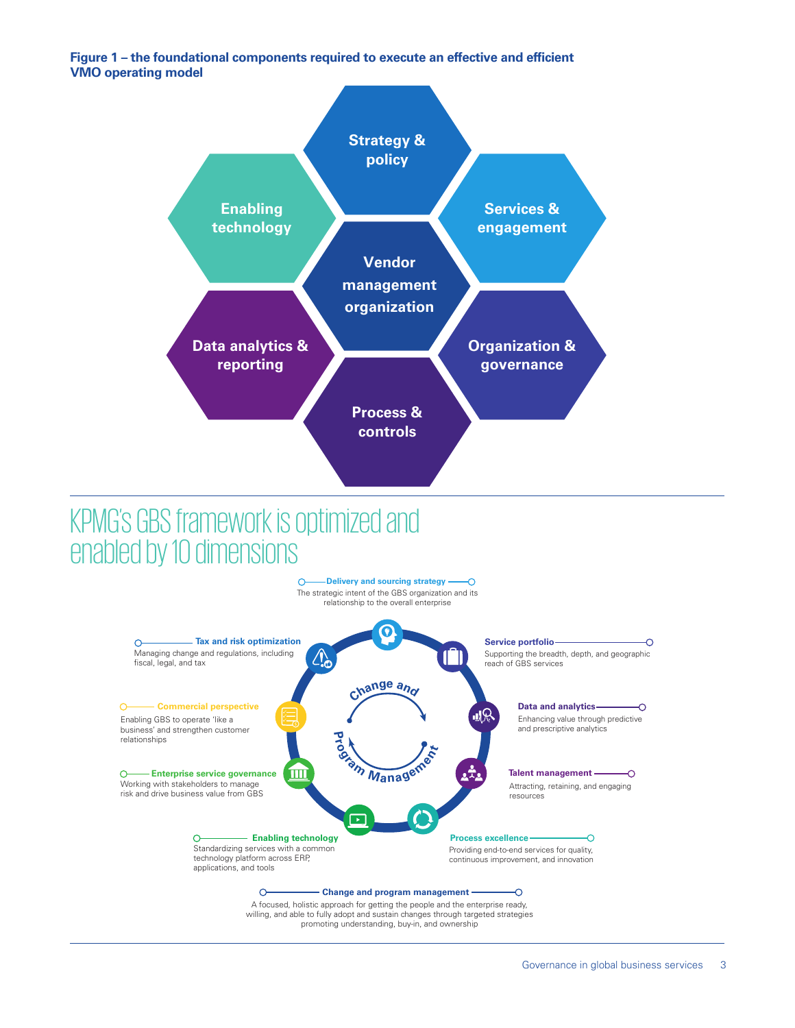**Figure 1 – the foundational components required to execute an effective and efficient VMO operating model**

- Strategy & policy
- Services & engagement
- Organization & governance
- Process & controls
- Data analytics & reporting
- Enabling technology
- Vendor management organization

# KPMG's GBS framework is optimized and enabled by 10 dimensions

**Delivery and sourcing strategy**
The strategic intent of the GBS organization and its relationship to the overall enterprise

**Service portfolio**
Supporting the breadth, depth, and geographic reach of GBS services

**Data and analytics**
Enhancing value through predictive and prescriptive analytics

**Talent management**
Attracting, retaining, and engaging resources

**Process excellence**
Providing end-to-end services for quality, continuous improvement, and innovation

**Enabling technology**
Standardizing services with a common technology platform across ERP, applications, and tools

**Enterprise service governance**
Working with stakeholders to manage risk and drive business value from GBS

**Commercial perspective**
Enabling GBS to operate 'like a business' and strengthen customer relationships

**Tax and risk optimization**
Managing change and regulations, including fiscal, legal, and tax

Change and Program Management

**Change and program management**
A focused, holistic approach for getting the people and the enterprise ready, willing, and able to fully adopt and sustain changes through targeted strategies promoting understanding, buy-in, and ownership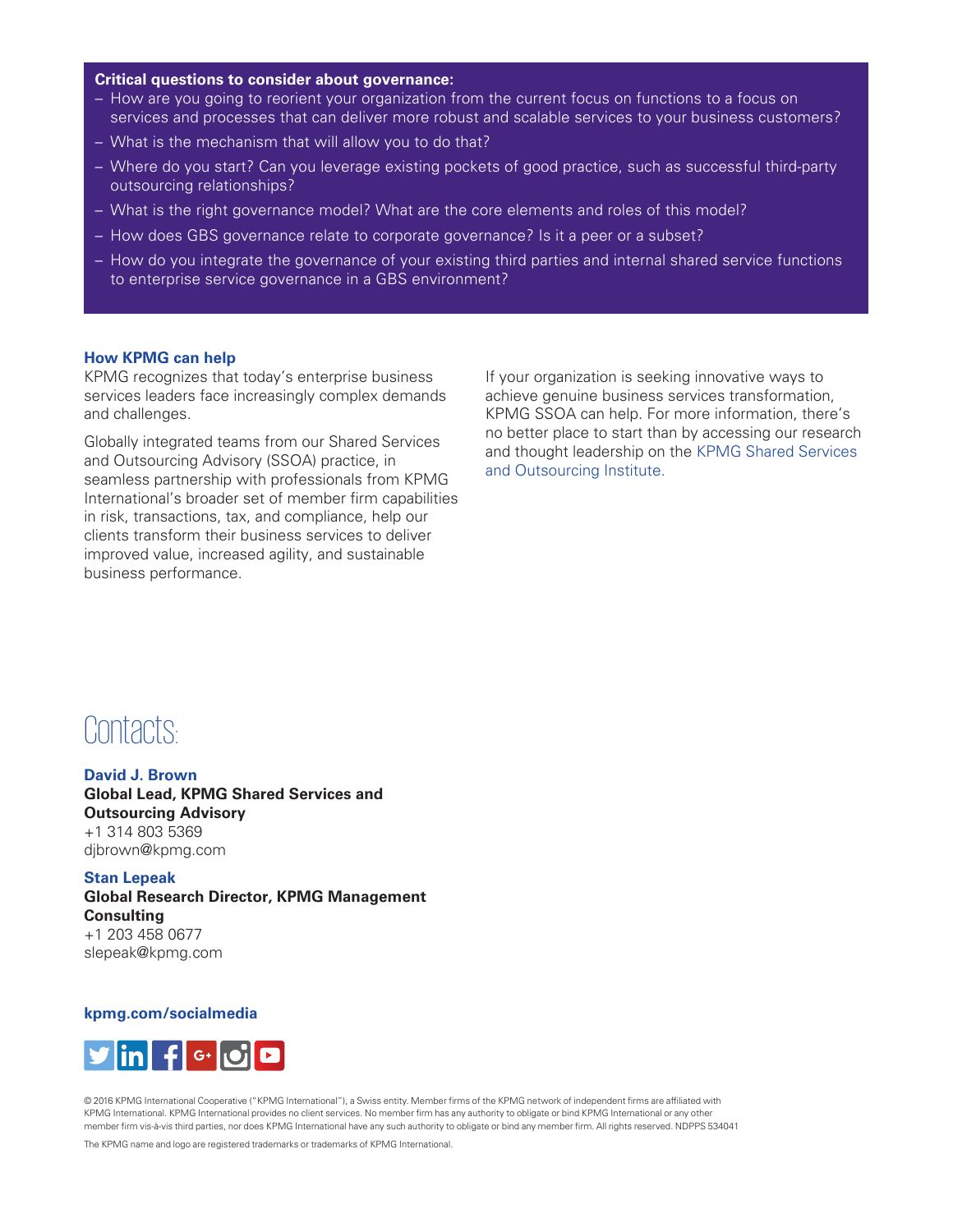**Critical questions to consider about governance:**

- How are you going to reorient your organization from the current focus on functions to a focus on services and processes that can deliver more robust and scalable services to your business customers?
- What is the mechanism that will allow you to do that?
- Where do you start? Can you leverage existing pockets of good practice, such as successful third-party outsourcing relationships?
- What is the right governance model? What are the core elements and roles of this model?
- How does GBS governance relate to corporate governance? Is it a peer or a subset?
- How do you integrate the governance of your existing third parties and internal shared service functions to enterprise service governance in a GBS environment?

## How KPMG can help

KPMG recognizes that today's enterprise business services leaders face increasingly complex demands and challenges.

Globally integrated teams from our Shared Services and Outsourcing Advisory (SSOA) practice, in seamless partnership with professionals from KPMG International's broader set of member firm capabilities in risk, transactions, tax, and compliance, help our clients transform their business services to deliver improved value, increased agility, and sustainable business performance.

If your organization is seeking innovative ways to achieve genuine business services transformation, KPMG SSOA can help. For more information, there's no better place to start than by accessing our research and thought leadership on the KPMG Shared Services and Outsourcing Institute.

# Contacts:

**David J. Brown**
**Global Lead, KPMG Shared Services and Outsourcing Advisory**
+1 314 803 5369
djbrown@kpmg.com

**Stan Lepeak**
**Global Research Director, KPMG Management Consulting**
+1 203 458 0677
slepeak@kpmg.com

**kpmg.com/socialmedia**

© 2016 KPMG International Cooperative ("KPMG International"), a Swiss entity. Member firms of the KPMG network of independent firms are affiliated with KPMG International. KPMG International provides no client services. No member firm has any authority to obligate or bind KPMG International or any other member firm vis-à-vis third parties, nor does KPMG International have any such authority to obligate or bind any member firm. All rights reserved. NDPPS 534041

The KPMG name and logo are registered trademarks or trademarks of KPMG International.